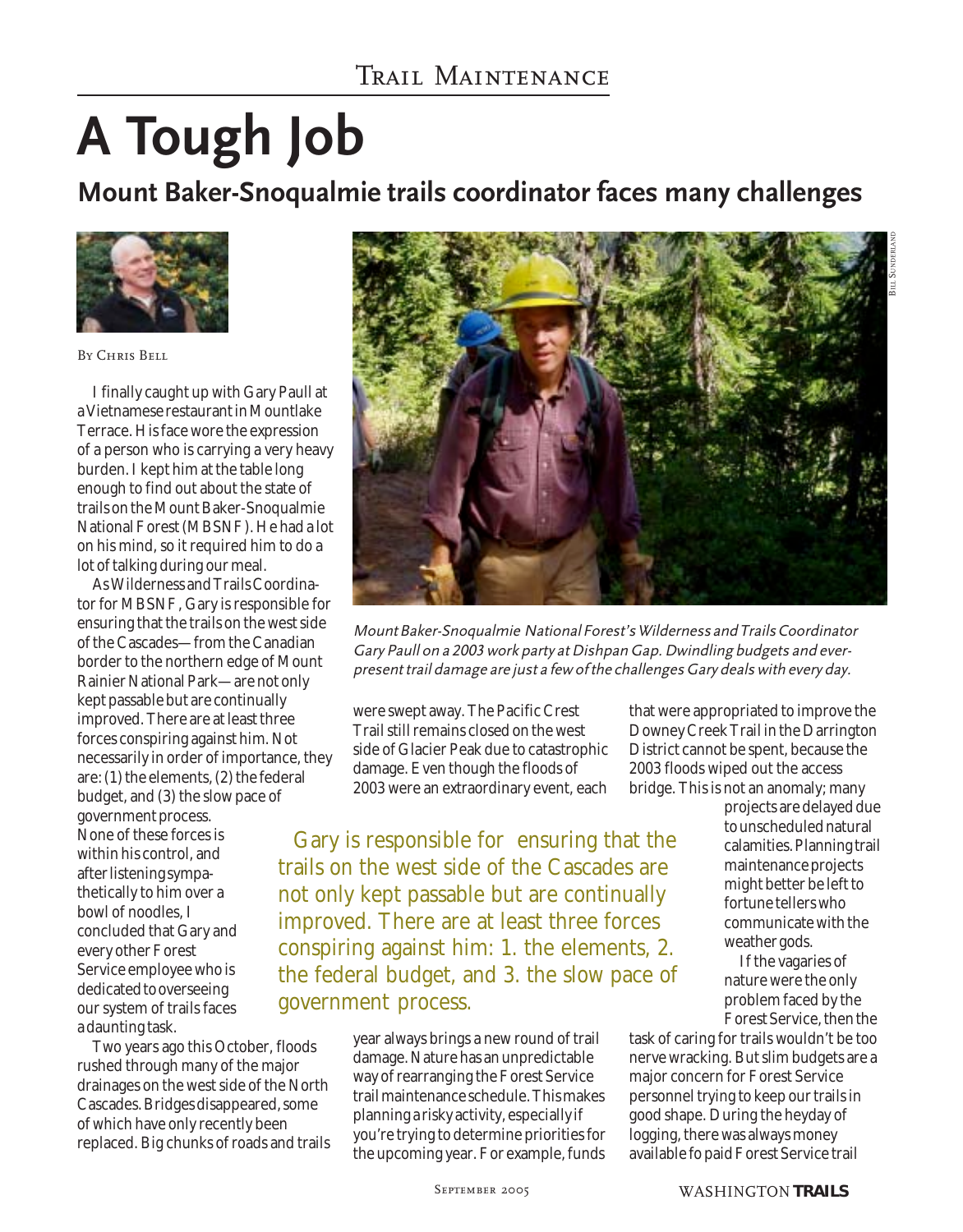# A Tough Job

## Mount Baker-Snoqualmie trails coordinator faces many challenges

By Chris Bell

I finally caught up with Gary Paull at a Vietnamese restaurant in Mountlake Terrace. His face wore the expression of a person who is carrying a very heavy burden. I kept him at the table long enough to find out about the state of trails on the Mount Baker-Snoqualmie National Forest (MBSNF). He had a lot on his mind, so it required him to do a lot of talking during our meal.

As Wilderness and Trails Coordinator for MBSNF, Gary is responsible for ensuring that the trails on the west side of the Cascades—from the Canadian border to the northern edge of Mount Rainier National Park—are not only kept passable but are continually improved. There are at least three forces conspiring against him. Not necessarily in order of importance, they are: (1) the elements, (2) the federal budget, and (3) the slow pace of government process. None of these forces is within his control, and after listening sympathetically to him over a bowl of noodles, I concluded that Gary and every other Forest Service employee who is dedicated to overseeing our system of trails faces a daunting task.

Two years ago this October, floods rushed through many of the major drainages on the west side of the North Cascades. Bridges disappeared, some of which have only recently been replaced. Big chunks of roads and trails were swept away. The Pacific Crest Trail still remains closed on the west side of Glacier Peak due to catastrophic damage. Even though the floods of 2003 were an extraordinary event, each year always brings a new round of trail damage. Nature has an unpredictable way of rearranging the Forest Service trail maintenance schedule. This makes planning a risky activity, especially if you're trying to determine priorities for the upcoming year. For example, funds that were appropriated to improve the Downey Creek Trail in the Darrington District cannot be spent, because the 2003 floods wiped out the access bridge. This is not an anomaly; many projects are delayed due to unscheduled natural calamities. Planning trail maintenance projects might better be left to fortune tellers who communicate with the weather gods.

> Gary is responsible for ensuring that the trails on the west side of the Cascades are not only kept passable but are continually improved. There are at least three forces conspiring against him: 1. the elements, 2. the federal budget, and 3. the slow pace of government process.

If the vagaries of nature were the only problem faced by the Forest Service, then the task of caring for trails wouldn't be too nerve wracking. But slim budgets are a major concern for Forest Service personnel trying to keep our trails in good shape. During the heyday of logging, there was always money available fo paid Forest Service trail

*Mount Baker-Snoqualmie National Forest's Wilderness and Trails Coordinator Gary Paull on a 2003 work party at Dishpan Gap. Dwindling budgets and ever-present trail damage are just a few of the challenges Gary deals with every day.*

Bill Sunderland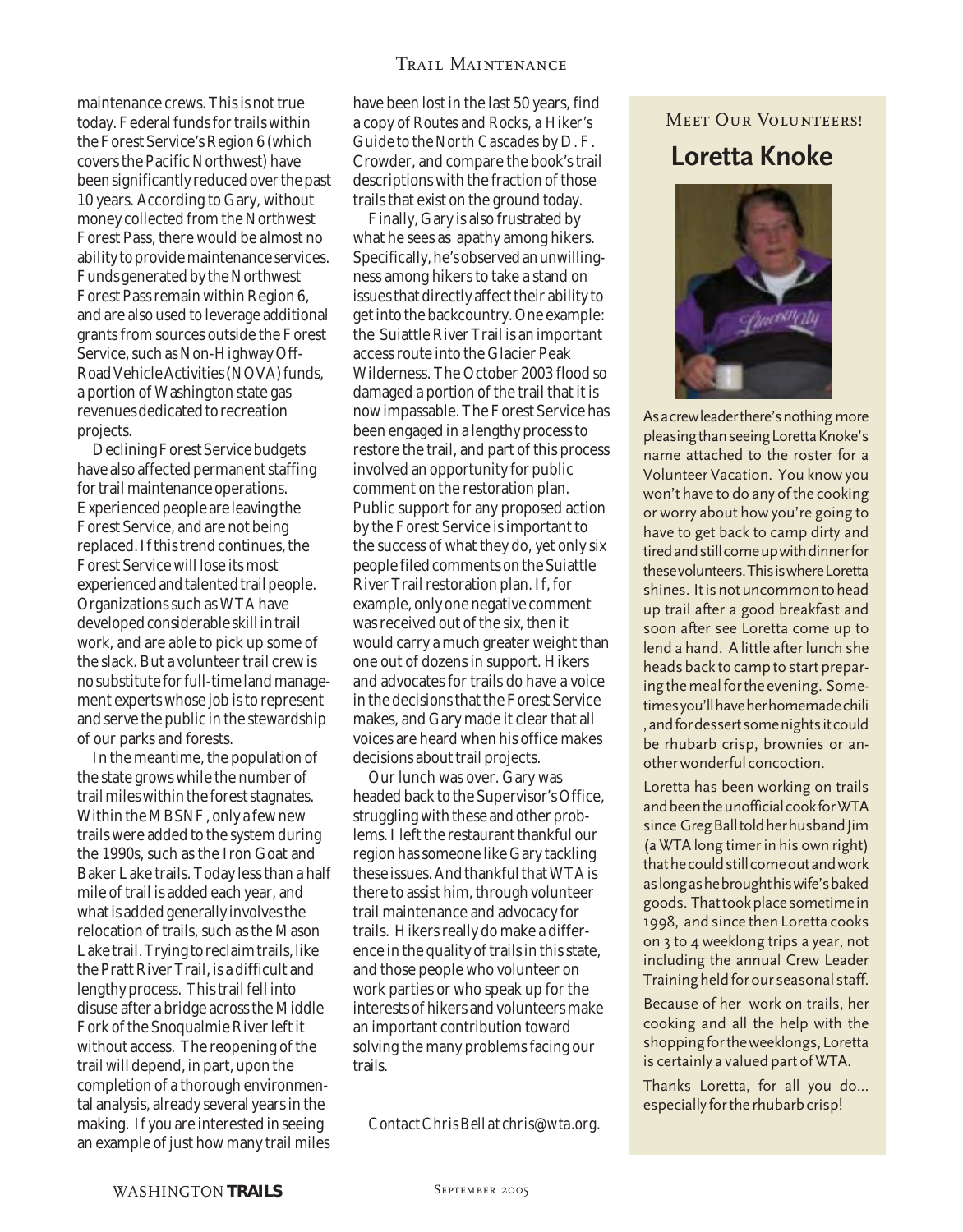maintenance crews. This is not true today. Federal funds for trails within the Forest Service's Region 6 (which covers the Pacific Northwest) have been significantly reduced over the past 10 years. According to Gary, without money collected from the Northwest Forest Pass, there would be almost no ability to provide maintenance services. Funds generated by the Northwest Forest Pass remain within Region 6, and are also used to leverage additional grants from sources outside the Forest Service, such as Non-Highway Off-Road Vehicle Activities (NOVA) funds, a portion of Washington state gas revenues dedicated to recreation projects.

Declining Forest Service budgets have also affected permanent staffing for trail maintenance operations. Experienced people are leaving the Forest Service, and are not being replaced. If this trend continues, the Forest Service will lose its most experienced and talented trail people. Organizations such as WTA have developed considerable skill in trail work, and are able to pick up some of the slack. But a volunteer trail crew is no substitute for full-time land management experts whose job is to represent and serve the public in the stewardship of our parks and forests.

In the meantime, the population of the state grows while the number of trail miles within the forest stagnates. Within the MBSNF, only a few new trails were added to the system during the 1990s, such as the Iron Goat and Baker Lake trails. Today less than a half mile of trail is added each year, and what is added generally involves the relocation of trails, such as the Mason Lake trail. Trying to reclaim trails, like the Pratt River Trail, is a difficult and lengthy process. This trail fell into disuse after a bridge across the Middle Fork of the Snoqualmie River left it without access. The reopening of the trail will depend, in part, upon the completion of a thorough environmental analysis, already several years in the making. If you are interested in seeing an example of just how many trail miles have been lost in the last 50 years, find a copy of *Routes and Rocks, a Hiker's Guide to the North Cascades* by D. F. Crowder, and compare the book's trail descriptions with the fraction of those trails that exist on the ground today.

Finally, Gary is also frustrated by what he sees as apathy among hikers. Specifically, he's observed an unwillingness among hikers to take a stand on issues that directly affect their ability to get into the backcountry. One example: the Suiattle River Trail is an important access route into the Glacier Peak Wilderness. The October 2003 flood so damaged a portion of the trail that it is now impassable. The Forest Service has been engaged in a lengthy process to restore the trail, and part of this process involved an opportunity for public comment on the restoration plan. Public support for any proposed action by the Forest Service is important to the success of what they do, yet only six people filed comments on the Suiattle River Trail restoration plan. If, for example, only one negative comment was received out of the six, then it would carry a much greater weight than one out of dozens in support. Hikers and advocates for trails do have a voice in the decisions that the Forest Service makes, and Gary made it clear that all voices are heard when his office makes decisions about trail projects.

Our lunch was over. Gary was headed back to the Supervisor's Office, struggling with these and other problems. I left the restaurant thankful our region has someone like Gary tackling these issues. And thankful that WTA is there to assist him, through volunteer trail maintenance and advocacy for trails. Hikers really do make a difference in the quality of trails in this state, and those people who volunteer on work parties or who speak up for the interests of hikers and volunteers make an important contribution toward solving the many problems facing our trails.

*Contact Chris Bell at chris@wta.org.*

## Meet Our Volunteers!

## Loretta Knoke

As a crew leader there's nothing more pleasing than seeing Loretta Knoke's name attached to the roster for a Volunteer Vacation. You know you won't have to do any of the cooking or worry about how you're going to have to get back to camp dirty and tired and still come up with dinner for these volunteers. This is where Loretta shines. It is not uncommon to head up trail after a good breakfast and soon after see Loretta come up to lend a hand. A little after lunch she heads back to camp to start preparing the meal for the evening. Sometimes you'll have her homemade chili , and for dessert some nights it could be rhubarb crisp, brownies or another wonderful concoction.

Loretta has been working on trails and been the unofficial cook for WTA since Greg Ball told her husband Jim (a WTA long timer in his own right) that he could still come out and work as long as he brought his wife's baked goods. That took place sometime in 1998, and since then Loretta cooks on 3 to 4 weeklong trips a year, not including the annual Crew Leader Training held for our seasonal staff.

Because of her work on trails, her cooking and all the help with the shopping for the weeklongs, Loretta is certainly a valued part of WTA.

Thanks Loretta, for all you do... especially for the rhubarb crisp!